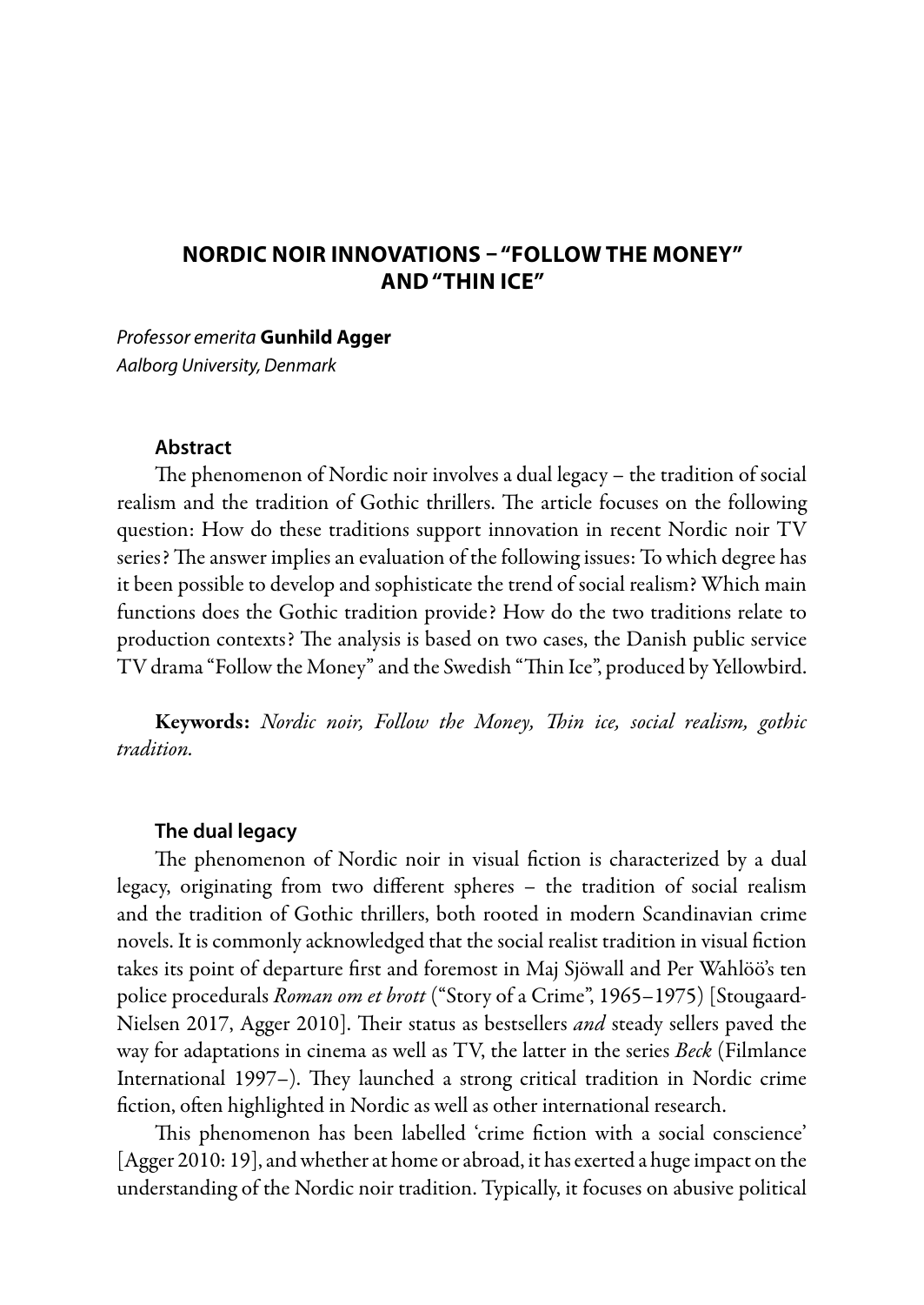# NORDIC NOIR INNOVATIONS – "FOLLOW THE MONEY" AND "THIN ICE"

*Professor emerita* **Gunhild Agger**
*Aalborg University, Denmark*

### Abstract

The phenomenon of Nordic noir involves a dual legacy – the tradition of social realism and the tradition of Gothic thrillers. The article focuses on the following question: How do these traditions support innovation in recent Nordic noir TV series? The answer implies an evaluation of the following issues: To which degree has it been possible to develop and sophisticate the trend of social realism? Which main functions does the Gothic tradition provide? How do the two traditions relate to production contexts? The analysis is based on two cases, the Danish public service TV drama "Follow the Money" and the Swedish "Thin Ice", produced by Yellowbird.

**Keywords:** *Nordic noir, Follow the Money, Thin ice, social realism, gothic tradition.*

### The dual legacy

The phenomenon of Nordic noir in visual fiction is characterized by a dual legacy, originating from two different spheres – the tradition of social realism and the tradition of Gothic thrillers, both rooted in modern Scandinavian crime novels. It is commonly acknowledged that the social realist tradition in visual fiction takes its point of departure first and foremost in Maj Sjöwall and Per Wahlöö's ten police procedurals *Roman om et brott* ("Story of a Crime", 1965–1975) [Stougaard-Nielsen 2017, Agger 2010]. Their status as bestsellers *and* steady sellers paved the way for adaptations in cinema as well as TV, the latter in the series *Beck* (Filmlance International 1997–). They launched a strong critical tradition in Nordic crime fiction, often highlighted in Nordic as well as other international research.

This phenomenon has been labelled 'crime fiction with a social conscience' [Agger 2010: 19], and whether at home or abroad, it has exerted a huge impact on the understanding of the Nordic noir tradition. Typically, it focuses on abusive political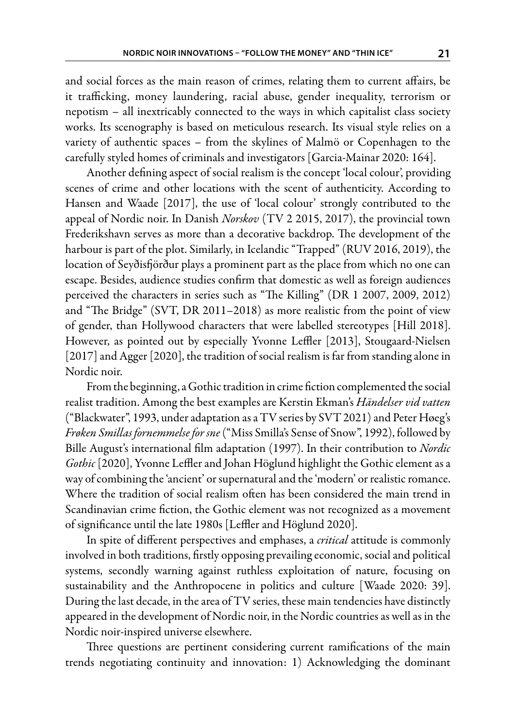and social forces as the main reason of crimes, relating them to current affairs, be it trafficking, money laundering, racial abuse, gender inequality, terrorism or nepotism – all inextricably connected to the ways in which capitalist class society works. Its scenography is based on meticulous research. Its visual style relies on a variety of authentic spaces – from the skylines of Malmö or Copenhagen to the carefully styled homes of criminals and investigators [Garcia-Mainar 2020: 164].

Another defining aspect of social realism is the concept 'local colour', providing scenes of crime and other locations with the scent of authenticity. According to Hansen and Waade [2017], the use of 'local colour' strongly contributed to the appeal of Nordic noir. In Danish *Norskov* (TV 2 2015, 2017), the provincial town Frederikshavn serves as more than a decorative backdrop. The development of the harbour is part of the plot. Similarly, in Icelandic "Trapped" (RUV 2016, 2019), the location of Seyðisfjörður plays a prominent part as the place from which no one can escape. Besides, audience studies confirm that domestic as well as foreign audiences perceived the characters in series such as "The Killing" (DR 1 2007, 2009, 2012) and "The Bridge" (SVT, DR 2011–2018) as more realistic from the point of view of gender, than Hollywood characters that were labelled stereotypes [Hill 2018]. However, as pointed out by especially Yvonne Leffler [2013], Stougaard-Nielsen [2017] and Agger [2020], the tradition of social realism is far from standing alone in Nordic noir.

From the beginning, a Gothic tradition in crime fiction complemented the social realist tradition. Among the best examples are Kerstin Ekman's *Händelser vid vatten* ("Blackwater", 1993, under adaptation as a TV series by SVT 2021) and Peter Høeg's *Frøken Smillas fornemmelse for sne* ("Miss Smilla's Sense of Snow", 1992), followed by Bille August's international film adaptation (1997). In their contribution to *Nordic Gothic* [2020], Yvonne Leffler and Johan Höglund highlight the Gothic element as a way of combining the 'ancient' or supernatural and the 'modern' or realistic romance. Where the tradition of social realism often has been considered the main trend in Scandinavian crime fiction, the Gothic element was not recognized as a movement of significance until the late 1980s [Leffler and Höglund 2020].

In spite of different perspectives and emphases, a *critical* attitude is commonly involved in both traditions, firstly opposing prevailing economic, social and political systems, secondly warning against ruthless exploitation of nature, focusing on sustainability and the Anthropocene in politics and culture [Waade 2020: 39]. During the last decade, in the area of TV series, these main tendencies have distinctly appeared in the development of Nordic noir, in the Nordic countries as well as in the Nordic noir-inspired universe elsewhere.

Three questions are pertinent considering current ramifications of the main trends negotiating continuity and innovation: 1) Acknowledging the dominant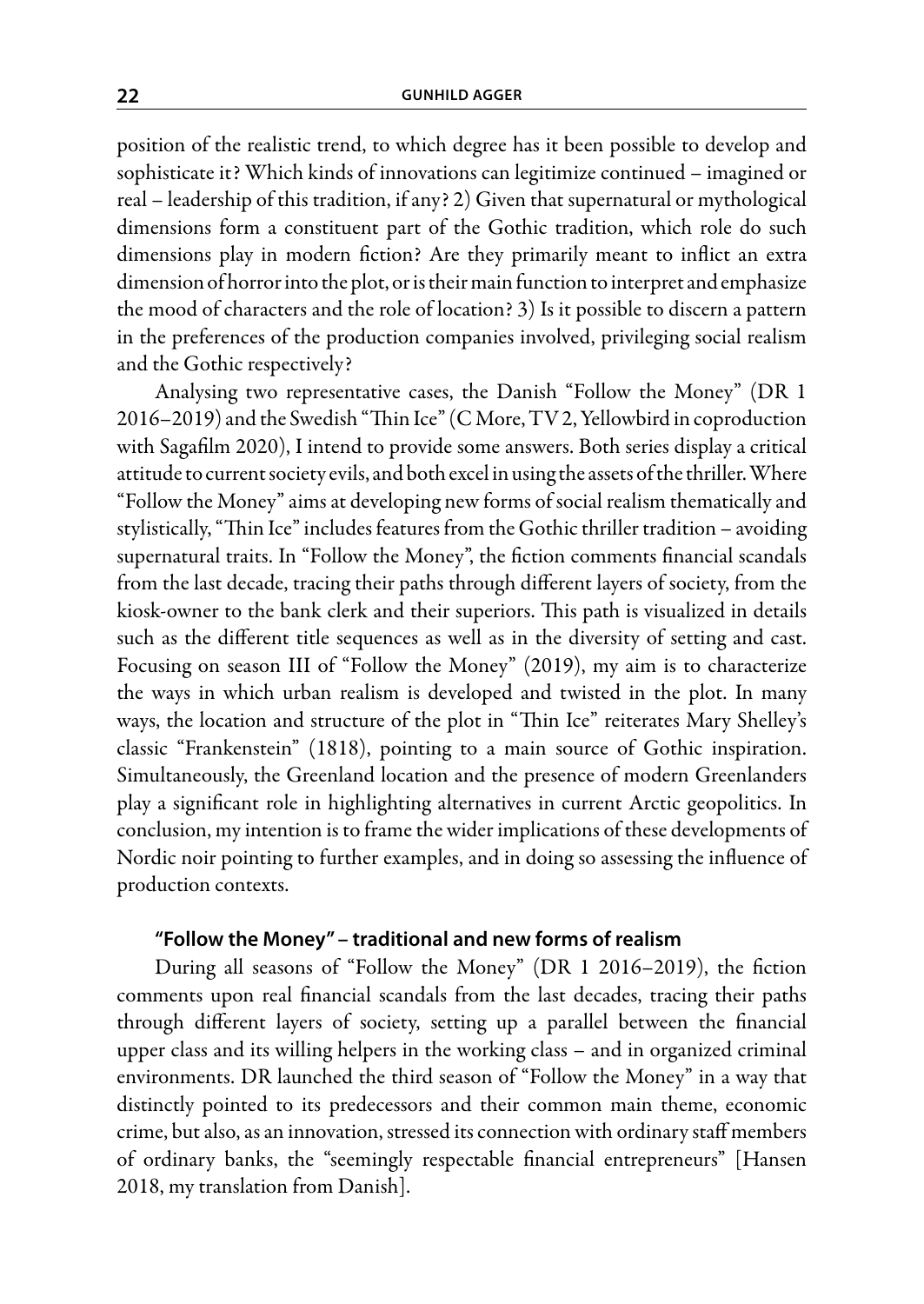position of the realistic trend, to which degree has it been possible to develop and sophisticate it? Which kinds of innovations can legitimize continued – imagined or real – leadership of this tradition, if any? 2) Given that supernatural or mythological dimensions form a constituent part of the Gothic tradition, which role do such dimensions play in modern fiction? Are they primarily meant to inflict an extra dimension of horror into the plot, or is their main function to interpret and emphasize the mood of characters and the role of location? 3) Is it possible to discern a pattern in the preferences of the production companies involved, privileging social realism and the Gothic respectively?

Analysing two representative cases, the Danish "Follow the Money" (DR 1 2016–2019) and the Swedish "Thin Ice" (C More, TV 2, Yellowbird in coproduction with Sagafilm 2020), I intend to provide some answers. Both series display a critical attitude to current society evils, and both excel in using the assets of the thriller. Where "Follow the Money" aims at developing new forms of social realism thematically and stylistically, "Thin Ice" includes features from the Gothic thriller tradition – avoiding supernatural traits. In "Follow the Money", the fiction comments financial scandals from the last decade, tracing their paths through different layers of society, from the kiosk-owner to the bank clerk and their superiors. This path is visualized in details such as the different title sequences as well as in the diversity of setting and cast. Focusing on season III of "Follow the Money" (2019), my aim is to characterize the ways in which urban realism is developed and twisted in the plot. In many ways, the location and structure of the plot in "Thin Ice" reiterates Mary Shelley's classic "Frankenstein" (1818), pointing to a main source of Gothic inspiration. Simultaneously, the Greenland location and the presence of modern Greenlanders play a significant role in highlighting alternatives in current Arctic geopolitics. In conclusion, my intention is to frame the wider implications of these developments of Nordic noir pointing to further examples, and in doing so assessing the influence of production contexts.

### "Follow the Money" – traditional and new forms of realism

During all seasons of "Follow the Money" (DR 1 2016–2019), the fiction comments upon real financial scandals from the last decades, tracing their paths through different layers of society, setting up a parallel between the financial upper class and its willing helpers in the working class – and in organized criminal environments. DR launched the third season of "Follow the Money" in a way that distinctly pointed to its predecessors and their common main theme, economic crime, but also, as an innovation, stressed its connection with ordinary staff members of ordinary banks, the "seemingly respectable financial entrepreneurs" [Hansen 2018, my translation from Danish].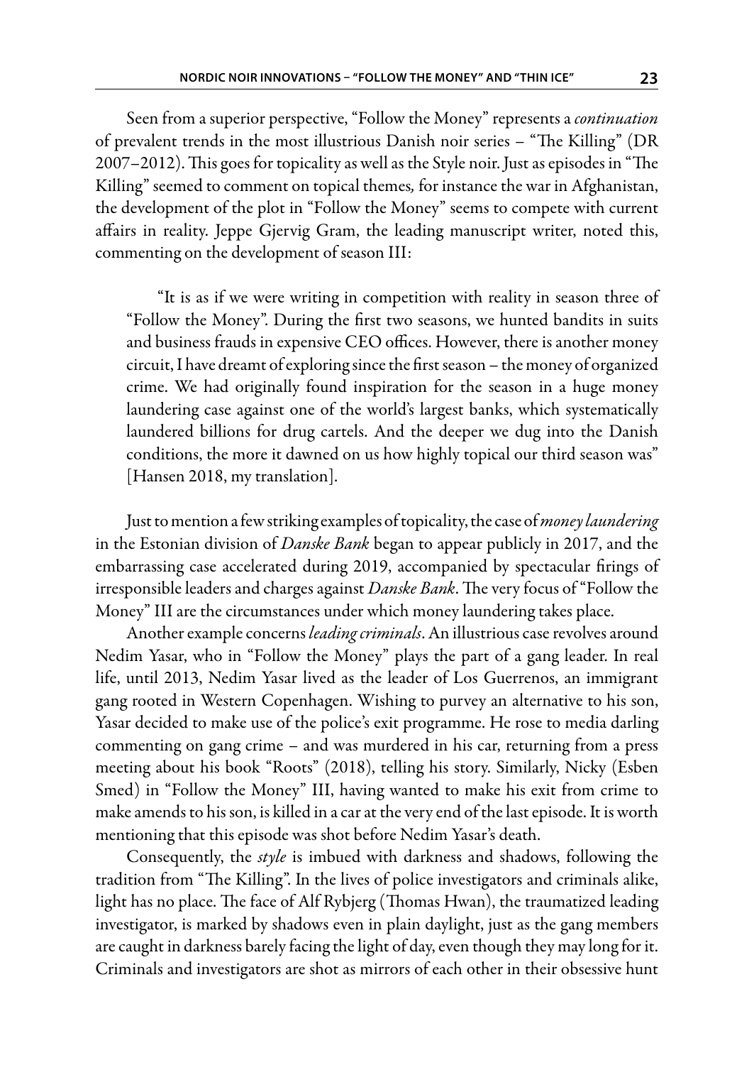Seen from a superior perspective, “Follow the Money” represents a *continuation* of prevalent trends in the most illustrious Danish noir series – “The Killing” (DR 2007–2012). This goes for topicality as well as the Style noir. Just as episodes in “The Killing” seemed to comment on topical themes*,* for instance the war in Afghanistan, the development of the plot in “Follow the Money” seems to compete with current affairs in reality. Jeppe Gjervig Gram, the leading manuscript writer, noted this, commenting on the development of season III:

> “It is as if we were writing in competition with reality in season three of “Follow the Money”. During the first two seasons, we hunted bandits in suits and business frauds in expensive CEO offices. However, there is another money circuit, I have dreamt of exploring since the first season – the money of organized crime. We had originally found inspiration for the season in a huge money laundering case against one of the world’s largest banks, which systematically laundered billions for drug cartels. And the deeper we dug into the Danish conditions, the more it dawned on us how highly topical our third season was” [Hansen 2018, my translation].

Just to mention a few striking examples of topicality, the case of *money laundering* in the Estonian division of *Danske Bank* began to appear publicly in 2017, and the embarrassing case accelerated during 2019, accompanied by spectacular firings of irresponsible leaders and charges against *Danske Bank*. The very focus of “Follow the Money” III are the circumstances under which money laundering takes place.

Another example concerns *leading criminals*. An illustrious case revolves around Nedim Yasar, who in “Follow the Money” plays the part of a gang leader. In real life, until 2013, Nedim Yasar lived as the leader of Los Guerrenos, an immigrant gang rooted in Western Copenhagen. Wishing to purvey an alternative to his son, Yasar decided to make use of the police’s exit programme. He rose to media darling commenting on gang crime – and was murdered in his car, returning from a press meeting about his book “Roots” (2018), telling his story. Similarly, Nicky (Esben Smed) in “Follow the Money” III, having wanted to make his exit from crime to make amends to his son, is killed in a car at the very end of the last episode. It is worth mentioning that this episode was shot before Nedim Yasar’s death.

Consequently, the *style* is imbued with darkness and shadows, following the tradition from “The Killing”. In the lives of police investigators and criminals alike, light has no place. The face of Alf Rybjerg (Thomas Hwan), the traumatized leading investigator, is marked by shadows even in plain daylight, just as the gang members are caught in darkness barely facing the light of day, even though they may long for it. Criminals and investigators are shot as mirrors of each other in their obsessive hunt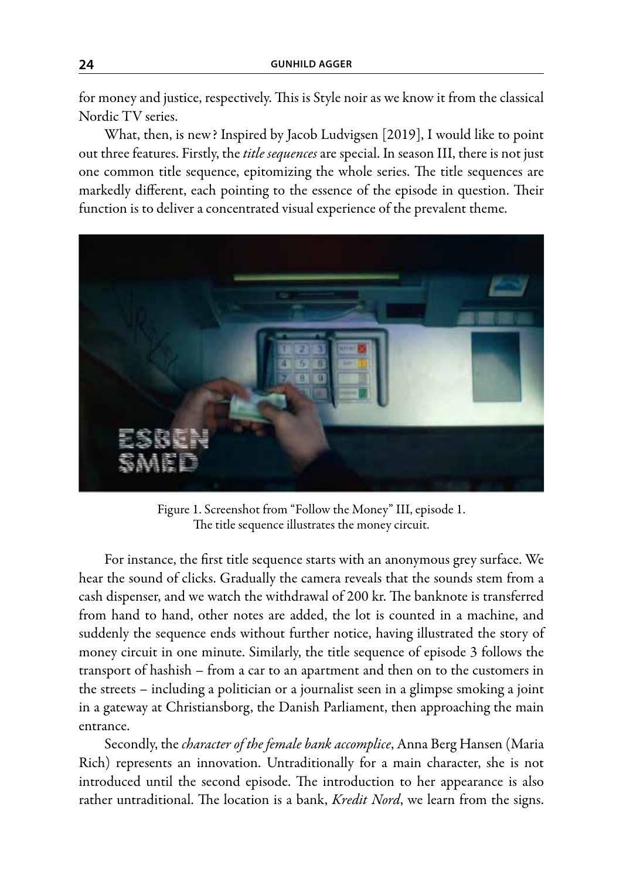for money and justice, respectively. This is Style noir as we know it from the classical Nordic TV series.

What, then, is new? Inspired by Jacob Ludvigsen [2019], I would like to point out three features. Firstly, the *title sequences* are special. In season III, there is not just one common title sequence, epitomizing the whole series. The title sequences are markedly different, each pointing to the essence of the episode in question. Their function is to deliver a concentrated visual experience of the prevalent theme.

Figure 1. Screenshot from "Follow the Money" III, episode 1.
The title sequence illustrates the money circuit.

For instance, the first title sequence starts with an anonymous grey surface. We hear the sound of clicks. Gradually the camera reveals that the sounds stem from a cash dispenser, and we watch the withdrawal of 200 kr. The banknote is transferred from hand to hand, other notes are added, the lot is counted in a machine, and suddenly the sequence ends without further notice, having illustrated the story of money circuit in one minute. Similarly, the title sequence of episode 3 follows the transport of hashish – from a car to an apartment and then on to the customers in the streets – including a politician or a journalist seen in a glimpse smoking a joint in a gateway at Christiansborg, the Danish Parliament, then approaching the main entrance.

Secondly, the *character of the female bank accomplice*, Anna Berg Hansen (Maria Rich) represents an innovation. Untraditionally for a main character, she is not introduced until the second episode. The introduction to her appearance is also rather untraditional. The location is a bank, *Kredit Nord*, we learn from the signs.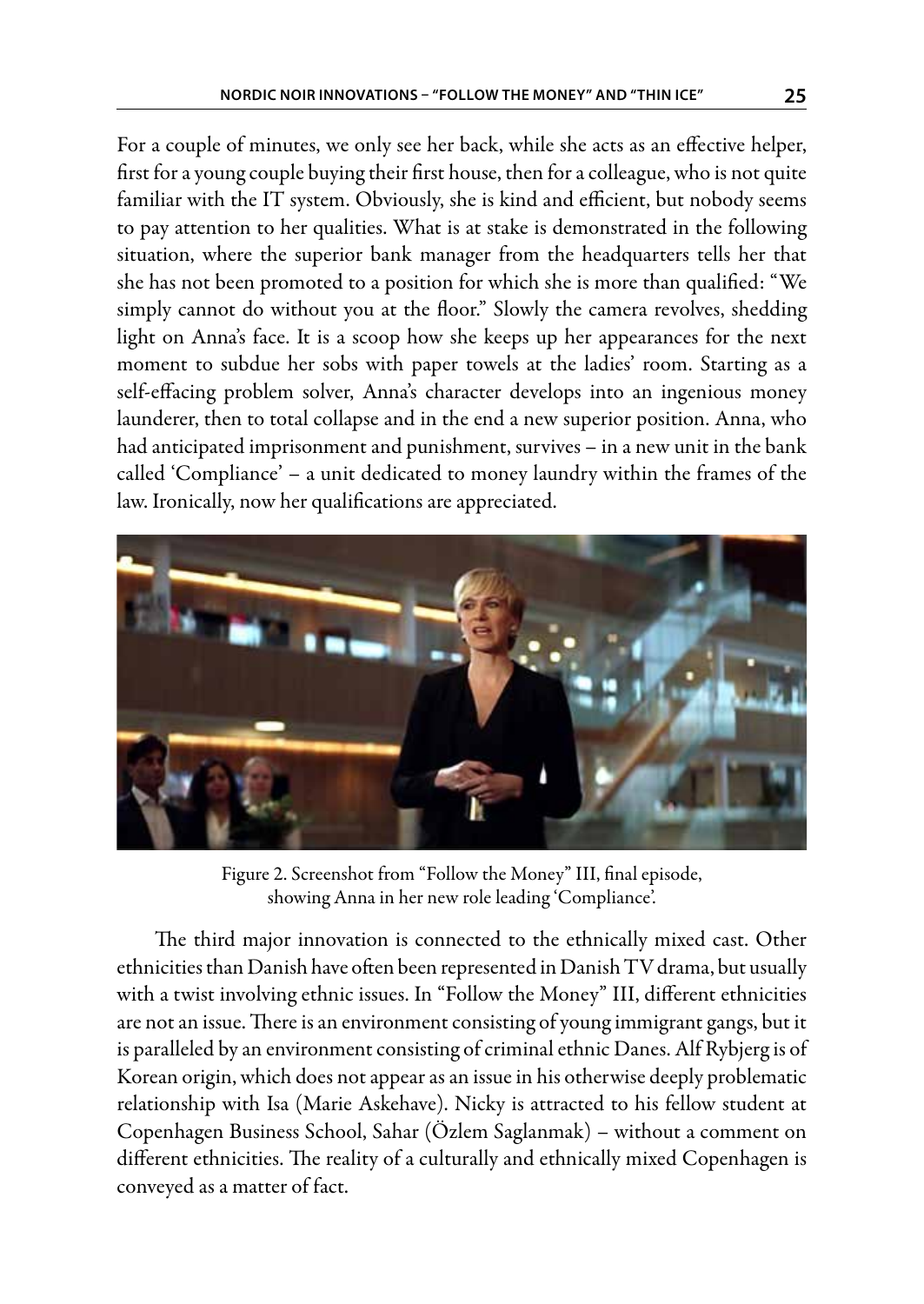For a couple of minutes, we only see her back, while she acts as an effective helper, first for a young couple buying their first house, then for a colleague, who is not quite familiar with the IT system. Obviously, she is kind and efficient, but nobody seems to pay attention to her qualities. What is at stake is demonstrated in the following situation, where the superior bank manager from the headquarters tells her that she has not been promoted to a position for which she is more than qualified: "We simply cannot do without you at the floor." Slowly the camera revolves, shedding light on Anna's face. It is a scoop how she keeps up her appearances for the next moment to subdue her sobs with paper towels at the ladies' room. Starting as a self-effacing problem solver, Anna's character develops into an ingenious money launderer, then to total collapse and in the end a new superior position. Anna, who had anticipated imprisonment and punishment, survives – in a new unit in the bank called 'Compliance' – a unit dedicated to money laundry within the frames of the law. Ironically, now her qualifications are appreciated.

Figure 2. Screenshot from "Follow the Money" III, final episode, showing Anna in her new role leading 'Compliance'.

The third major innovation is connected to the ethnically mixed cast. Other ethnicities than Danish have often been represented in Danish TV drama, but usually with a twist involving ethnic issues. In "Follow the Money" III, different ethnicities are not an issue. There is an environment consisting of young immigrant gangs, but it is paralleled by an environment consisting of criminal ethnic Danes. Alf Rybjerg is of Korean origin, which does not appear as an issue in his otherwise deeply problematic relationship with Isa (Marie Askehave). Nicky is attracted to his fellow student at Copenhagen Business School, Sahar (Özlem Saglanmak) – without a comment on different ethnicities. The reality of a culturally and ethnically mixed Copenhagen is conveyed as a matter of fact.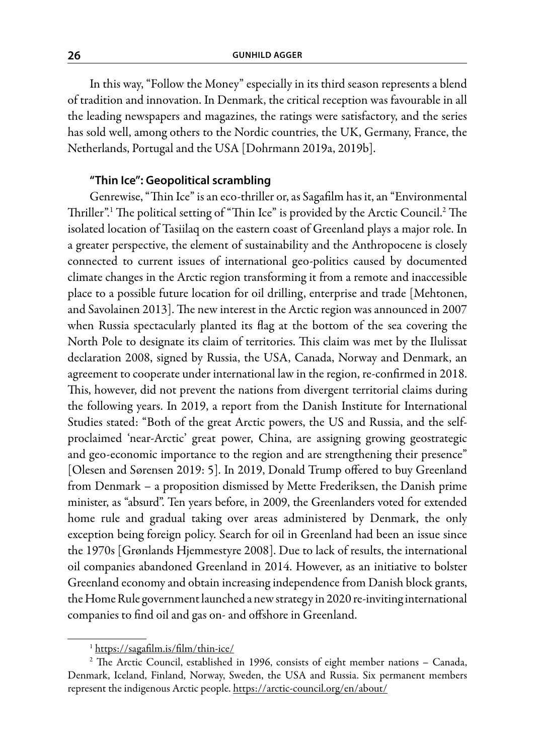In this way, "Follow the Money" especially in its third season represents a blend of tradition and innovation. In Denmark, the critical reception was favourable in all the leading newspapers and magazines, the ratings were satisfactory, and the series has sold well, among others to the Nordic countries, the UK, Germany, France, the Netherlands, Portugal and the USA [Dohrmann 2019a, 2019b].

### "Thin Ice": Geopolitical scrambling

Genrewise, "Thin Ice" is an eco-thriller or, as Sagafilm has it, an "Environmental Thriller".[1] The political setting of "Thin Ice" is provided by the Arctic Council.[2] The isolated location of Tasiilaq on the eastern coast of Greenland plays a major role. In a greater perspective, the element of sustainability and the Anthropocene is closely connected to current issues of international geo-politics caused by documented climate changes in the Arctic region transforming it from a remote and inaccessible place to a possible future location for oil drilling, enterprise and trade [Mehtonen, and Savolainen 2013]. The new interest in the Arctic region was announced in 2007 when Russia spectacularly planted its flag at the bottom of the sea covering the North Pole to designate its claim of territories. This claim was met by the Ilulissat declaration 2008, signed by Russia, the USA, Canada, Norway and Denmark, an agreement to cooperate under international law in the region, re-confirmed in 2018. This, however, did not prevent the nations from divergent territorial claims during the following years. In 2019, a report from the Danish Institute for International Studies stated: "Both of the great Arctic powers, the US and Russia, and the self-proclaimed 'near-Arctic' great power, China, are assigning growing geostrategic and geo-economic importance to the region and are strengthening their presence" [Olesen and Sørensen 2019: 5]. In 2019, Donald Trump offered to buy Greenland from Denmark – a proposition dismissed by Mette Frederiksen, the Danish prime minister, as "absurd". Ten years before, in 2009, the Greenlanders voted for extended home rule and gradual taking over areas administered by Denmark, the only exception being foreign policy. Search for oil in Greenland had been an issue since the 1970s [Grønlands Hjemmestyre 2008]. Due to lack of results, the international oil companies abandoned Greenland in 2014. However, as an initiative to bolster Greenland economy and obtain increasing independence from Danish block grants, the Home Rule government launched a new strategy in 2020 re-inviting international companies to find oil and gas on- and offshore in Greenland.

---

[1] https://sagafilm.is/film/thin-ice/

[2] The Arctic Council, established in 1996, consists of eight member nations – Canada, Denmark, Iceland, Finland, Norway, Sweden, the USA and Russia. Six permanent members represent the indigenous Arctic people. https://arctic-council.org/en/about/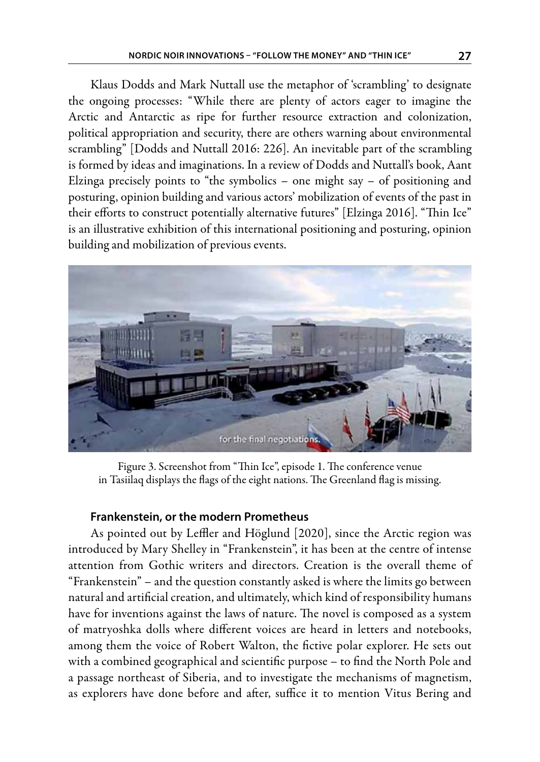Klaus Dodds and Mark Nuttall use the metaphor of 'scrambling' to designate the ongoing processes: "While there are plenty of actors eager to imagine the Arctic and Antarctic as ripe for further resource extraction and colonization, political appropriation and security, there are others warning about environmental scrambling" [Dodds and Nuttall 2016: 226]. An inevitable part of the scrambling is formed by ideas and imaginations. In a review of Dodds and Nuttall's book, Aant Elzinga precisely points to "the symbolics – one might say – of positioning and posturing, opinion building and various actors' mobilization of events of the past in their efforts to construct potentially alternative futures" [Elzinga 2016]. "Thin Ice" is an illustrative exhibition of this international positioning and posturing, opinion building and mobilization of previous events.

Figure 3. Screenshot from "Thin Ice", episode 1. The conference venue in Tasiilaq displays the flags of the eight nations. The Greenland flag is missing.

### Frankenstein, or the modern Prometheus

As pointed out by Leffler and Höglund [2020], since the Arctic region was introduced by Mary Shelley in "Frankenstein", it has been at the centre of intense attention from Gothic writers and directors. Creation is the overall theme of "Frankenstein" – and the question constantly asked is where the limits go between natural and artificial creation, and ultimately, which kind of responsibility humans have for inventions against the laws of nature. The novel is composed as a system of matryoshka dolls where different voices are heard in letters and notebooks, among them the voice of Robert Walton, the fictive polar explorer. He sets out with a combined geographical and scientific purpose – to find the North Pole and a passage northeast of Siberia, and to investigate the mechanisms of magnetism, as explorers have done before and after, suffice it to mention Vitus Bering and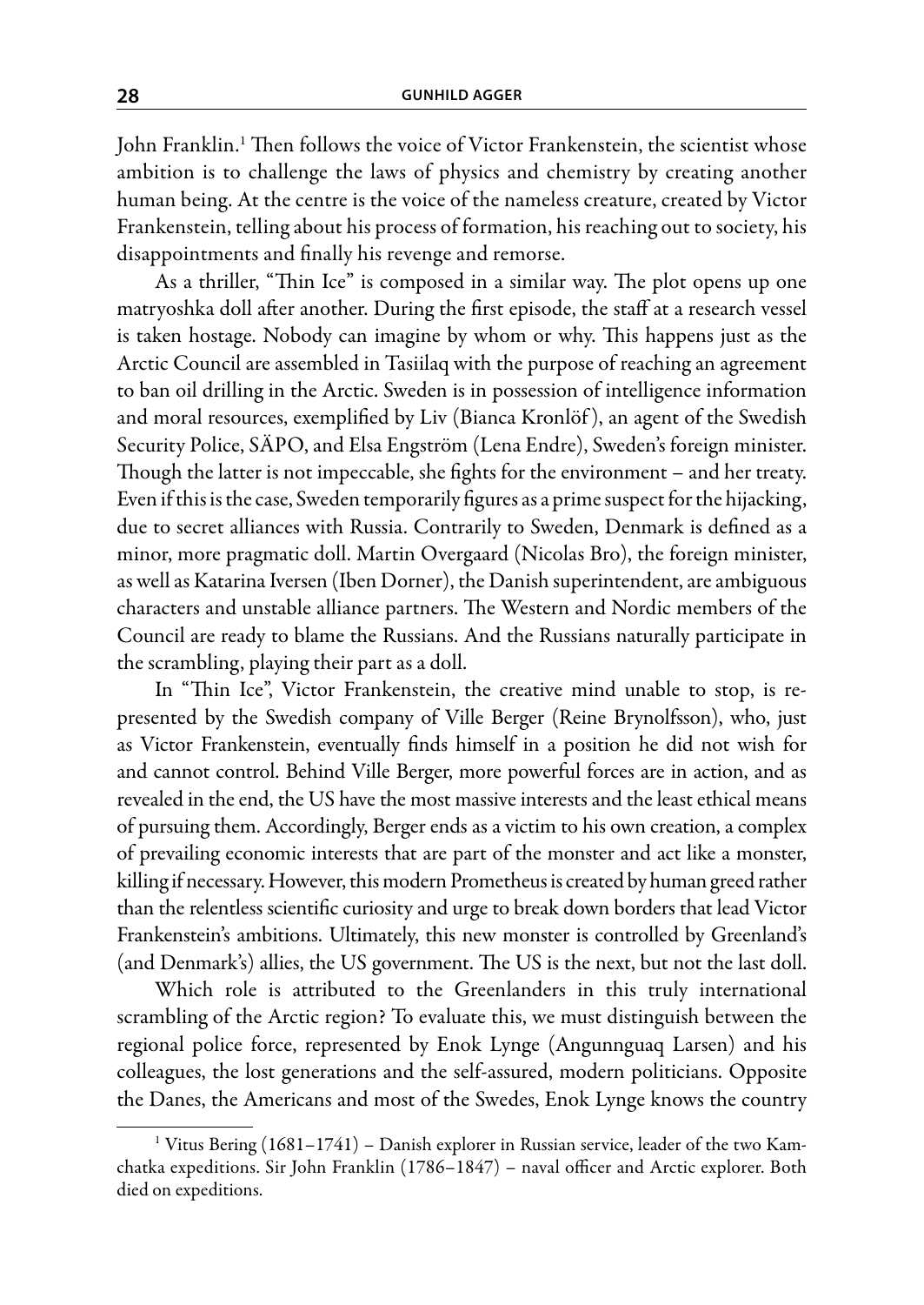John Franklin.[1] Then follows the voice of Victor Frankenstein, the scientist whose ambition is to challenge the laws of physics and chemistry by creating another human being. At the centre is the voice of the nameless creature, created by Victor Frankenstein, telling about his process of formation, his reaching out to society, his disappointments and finally his revenge and remorse.

As a thriller, "Thin Ice" is composed in a similar way. The plot opens up one matryoshka doll after another. During the first episode, the staff at a research vessel is taken hostage. Nobody can imagine by whom or why. This happens just as the Arctic Council are assembled in Tasiilaq with the purpose of reaching an agreement to ban oil drilling in the Arctic. Sweden is in possession of intelligence information and moral resources, exemplified by Liv (Bianca Kronlöf), an agent of the Swedish Security Police, SÄPO, and Elsa Engström (Lena Endre), Sweden's foreign minister. Though the latter is not impeccable, she fights for the environment – and her treaty. Even if this is the case, Sweden temporarily figures as a prime suspect for the hijacking, due to secret alliances with Russia. Contrarily to Sweden, Denmark is defined as a minor, more pragmatic doll. Martin Overgaard (Nicolas Bro), the foreign minister, as well as Katarina Iversen (Iben Dorner), the Danish superintendent, are ambiguous characters and unstable alliance partners. The Western and Nordic members of the Council are ready to blame the Russians. And the Russians naturally participate in the scrambling, playing their part as a doll.

In "Thin Ice", Victor Frankenstein, the creative mind unable to stop, is represented by the Swedish company of Ville Berger (Reine Brynolfsson), who, just as Victor Frankenstein, eventually finds himself in a position he did not wish for and cannot control. Behind Ville Berger, more powerful forces are in action, and as revealed in the end, the US have the most massive interests and the least ethical means of pursuing them. Accordingly, Berger ends as a victim to his own creation, a complex of prevailing economic interests that are part of the monster and act like a monster, killing if necessary. However, this modern Prometheus is created by human greed rather than the relentless scientific curiosity and urge to break down borders that lead Victor Frankenstein's ambitions. Ultimately, this new monster is controlled by Greenland's (and Denmark's) allies, the US government. The US is the next, but not the last doll.

Which role is attributed to the Greenlanders in this truly international scrambling of the Arctic region? To evaluate this, we must distinguish between the regional police force, represented by Enok Lynge (Angunnguaq Larsen) and his colleagues, the lost generations and the self-assured, modern politicians. Opposite the Danes, the Americans and most of the Swedes, Enok Lynge knows the country

---

[1] Vitus Bering (1681–1741) – Danish explorer in Russian service, leader of the two Kamchatka expeditions. Sir John Franklin (1786–1847) – naval officer and Arctic explorer. Both died on expeditions.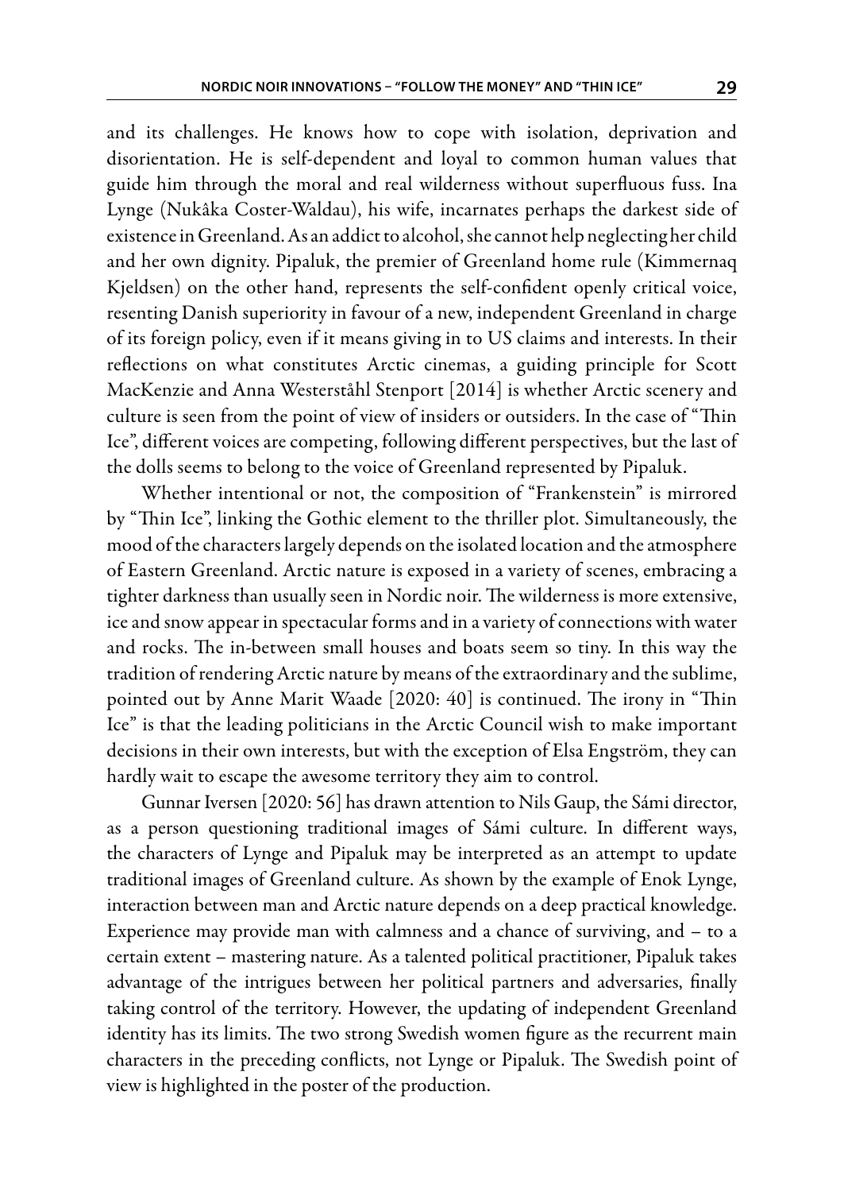and its challenges. He knows how to cope with isolation, deprivation and disorientation. He is self-dependent and loyal to common human values that guide him through the moral and real wilderness without superfluous fuss. Ina Lynge (Nukâka Coster-Waldau), his wife, incarnates perhaps the darkest side of existence in Greenland. As an addict to alcohol, she cannot help neglecting her child and her own dignity. Pipaluk, the premier of Greenland home rule (Kimmernaq Kjeldsen) on the other hand, represents the self-confident openly critical voice, resenting Danish superiority in favour of a new, independent Greenland in charge of its foreign policy, even if it means giving in to US claims and interests. In their reflections on what constitutes Arctic cinemas, a guiding principle for Scott MacKenzie and Anna Westerståhl Stenport [2014] is whether Arctic scenery and culture is seen from the point of view of insiders or outsiders. In the case of "Thin Ice", different voices are competing, following different perspectives, but the last of the dolls seems to belong to the voice of Greenland represented by Pipaluk.

Whether intentional or not, the composition of "Frankenstein" is mirrored by "Thin Ice", linking the Gothic element to the thriller plot. Simultaneously, the mood of the characters largely depends on the isolated location and the atmosphere of Eastern Greenland. Arctic nature is exposed in a variety of scenes, embracing a tighter darkness than usually seen in Nordic noir. The wilderness is more extensive, ice and snow appear in spectacular forms and in a variety of connections with water and rocks. The in-between small houses and boats seem so tiny. In this way the tradition of rendering Arctic nature by means of the extraordinary and the sublime, pointed out by Anne Marit Waade [2020: 40] is continued. The irony in "Thin Ice" is that the leading politicians in the Arctic Council wish to make important decisions in their own interests, but with the exception of Elsa Engström, they can hardly wait to escape the awesome territory they aim to control.

Gunnar Iversen [2020: 56] has drawn attention to Nils Gaup, the Sámi director, as a person questioning traditional images of Sámi culture. In different ways, the characters of Lynge and Pipaluk may be interpreted as an attempt to update traditional images of Greenland culture. As shown by the example of Enok Lynge, interaction between man and Arctic nature depends on a deep practical knowledge. Experience may provide man with calmness and a chance of surviving, and – to a certain extent – mastering nature. As a talented political practitioner, Pipaluk takes advantage of the intrigues between her political partners and adversaries, finally taking control of the territory. However, the updating of independent Greenland identity has its limits. The two strong Swedish women figure as the recurrent main characters in the preceding conflicts, not Lynge or Pipaluk. The Swedish point of view is highlighted in the poster of the production.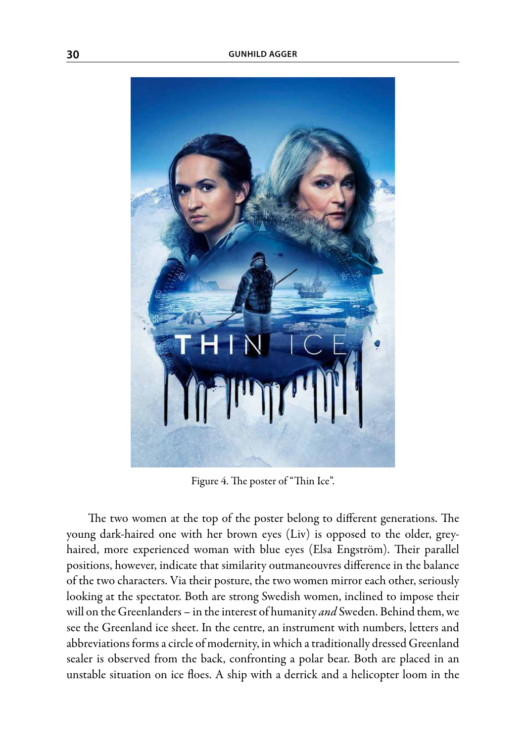Figure 4. The poster of "Thin Ice".

The two women at the top of the poster belong to different generations. The young dark-haired one with her brown eyes (Liv) is opposed to the older, grey-haired, more experienced woman with blue eyes (Elsa Engström). Their parallel positions, however, indicate that similarity outmaneouvres difference in the balance of the two characters. Via their posture, the two women mirror each other, seriously looking at the spectator. Both are strong Swedish women, inclined to impose their will on the Greenlanders – in the interest of humanity *and* Sweden. Behind them, we see the Greenland ice sheet. In the centre, an instrument with numbers, letters and abbreviations forms a circle of modernity, in which a traditionally dressed Greenland sealer is observed from the back, confronting a polar bear. Both are placed in an unstable situation on ice floes. A ship with a derrick and a helicopter loom in the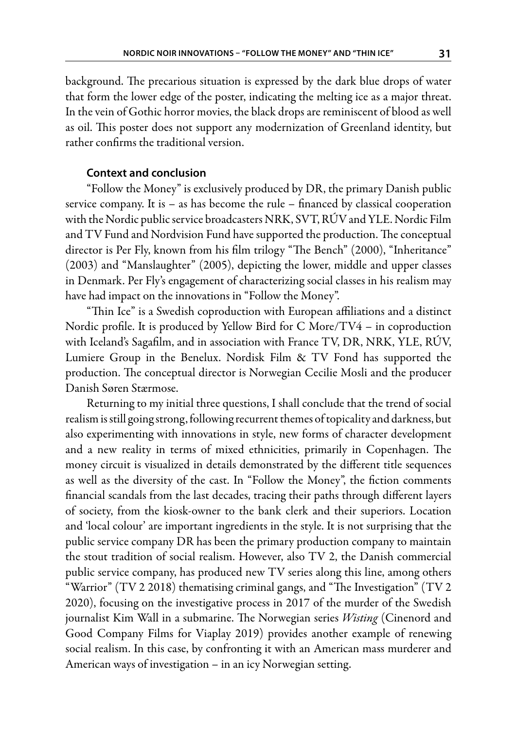background. The precarious situation is expressed by the dark blue drops of water that form the lower edge of the poster, indicating the melting ice as a major threat. In the vein of Gothic horror movies, the black drops are reminiscent of blood as well as oil. This poster does not support any modernization of Greenland identity, but rather confirms the traditional version.

### Context and conclusion

"Follow the Money" is exclusively produced by DR, the primary Danish public service company. It is – as has become the rule – financed by classical cooperation with the Nordic public service broadcasters NRK, SVT, RÚV and YLE. Nordic Film and TV Fund and Nordvision Fund have supported the production. The conceptual director is Per Fly, known from his film trilogy "The Bench" (2000), "Inheritance" (2003) and "Manslaughter" (2005), depicting the lower, middle and upper classes in Denmark. Per Fly's engagement of characterizing social classes in his realism may have had impact on the innovations in "Follow the Money".

"Thin Ice" is a Swedish coproduction with European affiliations and a distinct Nordic profile. It is produced by Yellow Bird for C More/TV4 – in coproduction with Iceland's Sagafilm, and in association with France TV, DR, NRK, YLE, RÚV, Lumiere Group in the Benelux. Nordisk Film & TV Fond has supported the production. The conceptual director is Norwegian Cecilie Mosli and the producer Danish Søren Stærmose.

Returning to my initial three questions, I shall conclude that the trend of social realism is still going strong, following recurrent themes of topicality and darkness, but also experimenting with innovations in style, new forms of character development and a new reality in terms of mixed ethnicities, primarily in Copenhagen. The money circuit is visualized in details demonstrated by the different title sequences as well as the diversity of the cast. In "Follow the Money", the fiction comments financial scandals from the last decades, tracing their paths through different layers of society, from the kiosk-owner to the bank clerk and their superiors. Location and 'local colour' are important ingredients in the style. It is not surprising that the public service company DR has been the primary production company to maintain the stout tradition of social realism. However, also TV 2, the Danish commercial public service company, has produced new TV series along this line, among others "Warrior" (TV 2 2018) thematising criminal gangs, and "The Investigation" (TV 2 2020), focusing on the investigative process in 2017 of the murder of the Swedish journalist Kim Wall in a submarine. The Norwegian series *Wisting* (Cinenord and Good Company Films for Viaplay 2019) provides another example of renewing social realism. In this case, by confronting it with an American mass murderer and American ways of investigation – in an icy Norwegian setting.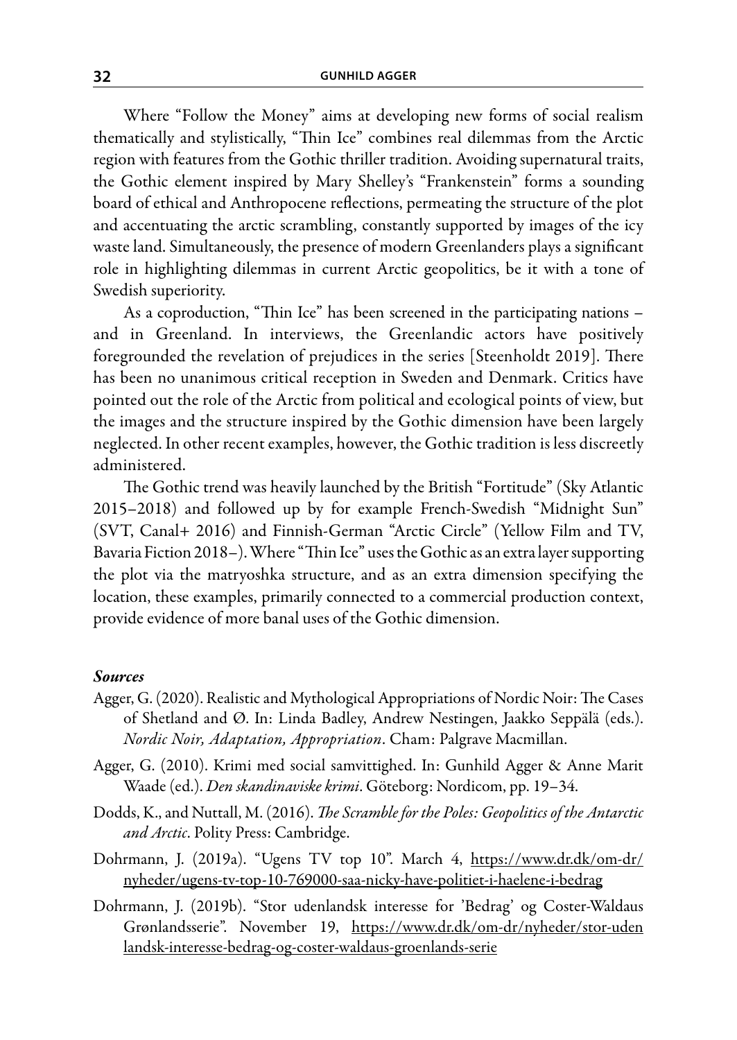Where "Follow the Money" aims at developing new forms of social realism thematically and stylistically, "Thin Ice" combines real dilemmas from the Arctic region with features from the Gothic thriller tradition. Avoiding supernatural traits, the Gothic element inspired by Mary Shelley's "Frankenstein" forms a sounding board of ethical and Anthropocene reflections, permeating the structure of the plot and accentuating the arctic scrambling, constantly supported by images of the icy waste land. Simultaneously, the presence of modern Greenlanders plays a significant role in highlighting dilemmas in current Arctic geopolitics, be it with a tone of Swedish superiority.

As a coproduction, "Thin Ice" has been screened in the participating nations – and in Greenland. In interviews, the Greenlandic actors have positively foregrounded the revelation of prejudices in the series [Steenholdt 2019]. There has been no unanimous critical reception in Sweden and Denmark. Critics have pointed out the role of the Arctic from political and ecological points of view, but the images and the structure inspired by the Gothic dimension have been largely neglected. In other recent examples, however, the Gothic tradition is less discreetly administered.

The Gothic trend was heavily launched by the British "Fortitude" (Sky Atlantic 2015–2018) and followed up by for example French-Swedish "Midnight Sun" (SVT, Canal+ 2016) and Finnish-German "Arctic Circle" (Yellow Film and TV, Bavaria Fiction 2018–). Where "Thin Ice" uses the Gothic as an extra layer supporting the plot via the matryoshka structure, and as an extra dimension specifying the location, these examples, primarily connected to a commercial production context, provide evidence of more banal uses of the Gothic dimension.

### *Sources*

Agger, G. (2020). Realistic and Mythological Appropriations of Nordic Noir: The Cases of Shetland and Ø. In: Linda Badley, Andrew Nestingen, Jaakko Seppälä (eds.). *Nordic Noir, Adaptation, Appropriation*. Cham: Palgrave Macmillan.

Agger, G. (2010). Krimi med social samvittighed. In: Gunhild Agger & Anne Marit Waade (ed.). *Den skandinaviske krimi*. Göteborg: Nordicom, pp. 19–34.

Dodds, K., and Nuttall, M. (2016). *The Scramble for the Poles: Geopolitics of the Antarctic and Arctic*. Polity Press: Cambridge.

Dohrmann, J. (2019a). "Ugens TV top 10". March 4, https://www.dr.dk/om-dr/nyheder/ugens-tv-top-10-769000-saa-nicky-have-politiet-i-haelene-i-bedrag

Dohrmann, J. (2019b). "Stor udenlandsk interesse for 'Bedrag' og Coster-Waldaus Grønlandsserie". November 19, https://www.dr.dk/om-dr/nyheder/stor-udenlandsk-interesse-bedrag-og-coster-waldaus-groenlands-serie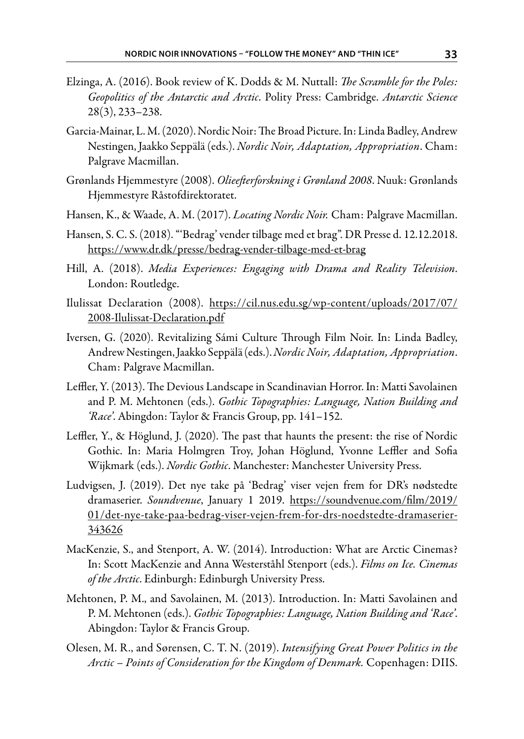Elzinga, A. (2016). Book review of K. Dodds & M. Nuttall: *The Scramble for the Poles: Geopolitics of the Antarctic and Arctic*. Polity Press: Cambridge. *Antarctic Science* 28(3), 233–238.

Garcia-Mainar, L. M. (2020). Nordic Noir: The Broad Picture. In: Linda Badley, Andrew Nestingen, Jaakko Seppälä (eds.). *Nordic Noir, Adaptation, Appropriation*. Cham: Palgrave Macmillan.

Grønlands Hjemmestyre (2008). *Olieefterforskning i Grønland 2008*. Nuuk: Grønlands Hjemmestyre Råstofdirektoratet.

Hansen, K., & Waade, A. M. (2017). *Locating Nordic Noir.* Cham: Palgrave Macmillan.

Hansen, S. C. S. (2018). "'Bedrag' vender tilbage med et brag". DR Presse d. 12.12.2018. https://www.dr.dk/presse/bedrag-vender-tilbage-med-et-brag

Hill, A. (2018). *Media Experiences: Engaging with Drama and Reality Television*. London: Routledge.

Ilulissat Declaration (2008). https://cil.nus.edu.sg/wp-content/uploads/2017/07/2008-Ilulissat-Declaration.pdf

Iversen, G. (2020). Revitalizing Sámi Culture Through Film Noir. In: Linda Badley, Andrew Nestingen, Jaakko Seppälä (eds.). *Nordic Noir, Adaptation, Appropriation*. Cham: Palgrave Macmillan.

Leffler, Y. (2013). The Devious Landscape in Scandinavian Horror. In: Matti Savolainen and P. M. Mehtonen (eds.). *Gothic Topographies: Language, Nation Building and 'Race'*. Abingdon: Taylor & Francis Group, pp. 141–152.

Leffler, Y., & Höglund, J. (2020). The past that haunts the present: the rise of Nordic Gothic. In: Maria Holmgren Troy, Johan Höglund, Yvonne Leffler and Sofia Wijkmark (eds.). *Nordic Gothic*. Manchester: Manchester University Press.

Ludvigsen, J. (2019). Det nye take på 'Bedrag' viser vejen frem for DR's nødstedte dramaserier. *Soundvenue*, January 1 2019. https://soundvenue.com/film/2019/01/det-nye-take-paa-bedrag-viser-vejen-frem-for-drs-noedstedte-dramaserier-343626

MacKenzie, S., and Stenport, A. W. (2014). Introduction: What are Arctic Cinemas? In: Scott MacKenzie and Anna Westerståhl Stenport (eds.). *Films on Ice. Cinemas of the Arctic*. Edinburgh: Edinburgh University Press.

Mehtonen, P. M., and Savolainen, M. (2013). Introduction. In: Matti Savolainen and P. M. Mehtonen (eds.). *Gothic Topographies: Language, Nation Building and 'Race'*. Abingdon: Taylor & Francis Group.

Olesen, M. R., and Sørensen, C. T. N. (2019). *Intensifying Great Power Politics in the Arctic – Points of Consideration for the Kingdom of Denmark.* Copenhagen: DIIS.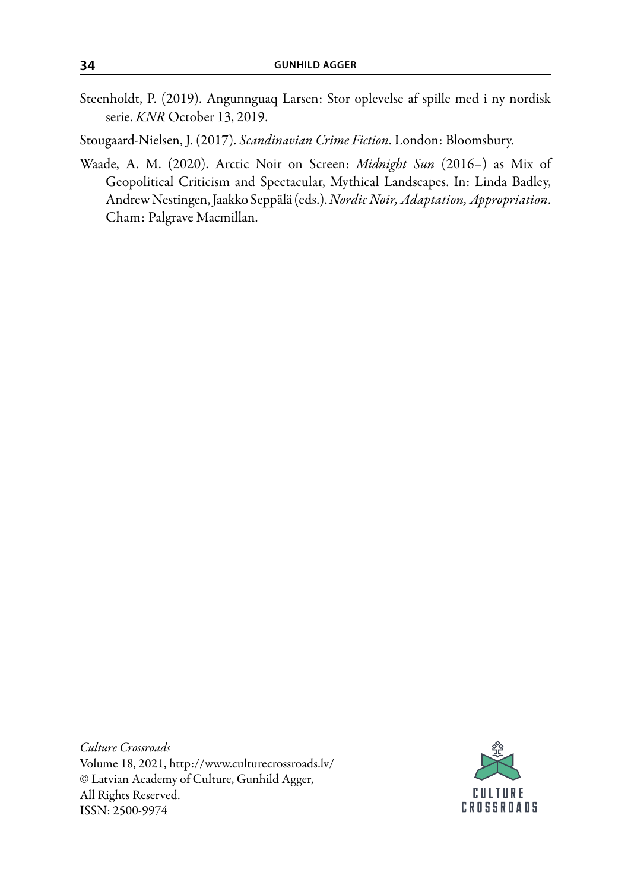Steenholdt, P. (2019). Angunnguaq Larsen: Stor oplevelse af spille med i ny nordisk serie. *KNR* October 13, 2019.

Stougaard-Nielsen, J. (2017). *Scandinavian Crime Fiction*. London: Bloomsbury.

Waade, A. M. (2020). Arctic Noir on Screen: *Midnight Sun* (2016–) as Mix of Geopolitical Criticism and Spectacular, Mythical Landscapes. In: Linda Badley, Andrew Nestingen, Jaakko Seppälä (eds.). *Nordic Noir, Adaptation, Appropriation*. Cham: Palgrave Macmillan.

*Culture Crossroads*
Volume 18, 2021, http://www.culturecrossroads.lv/
© Latvian Academy of Culture, Gunhild Agger,
All Rights Reserved.
ISSN: 2500-9974